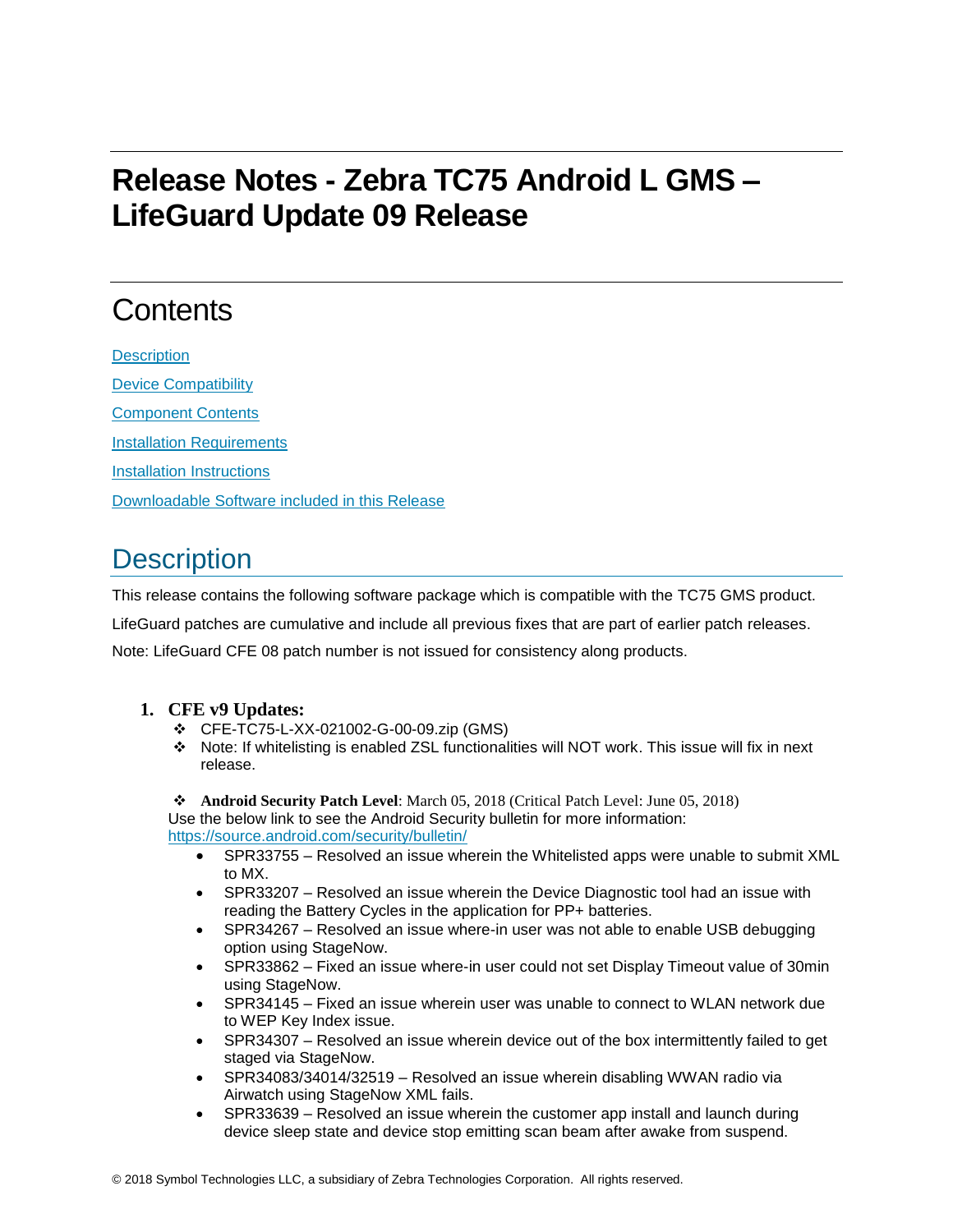# Release Notes - Zebra TC75 Android L GMS – LifeGuard Update 09 Release

## Contents

[Description](#description)

[Device Compatibility](#device-compatibility)

[Component Contents](#component-contents)

[Installation Requirements](#installation-requirements)

[Installation Instructions](#installation-instructions)

[Downloadable Software included in this Release](#downloadable-software-included-in-this-release)

## Description

This release contains the following software package which is compatible with the TC75 GMS product.

LifeGuard patches are cumulative and include all previous fixes that are part of earlier patch releases.

Note: LifeGuard CFE 08 patch number is not issued for consistency along products.

1. **CFE v9 Updates:**
   - CFE-TC75-L-XX-021002-G-00-09.zip (GMS)
   - Note: If whitelisting is enabled ZSL functionalities will NOT work. This issue will fix in next release.

   - **Android Security Patch Level**: March 05, 2018 (Critical Patch Level: June 05, 2018)

   Use the below link to see the Android Security bulletin for more information: https://source.android.com/security/bulletin/

   - SPR33755 – Resolved an issue wherein the Whitelisted apps were unable to submit XML to MX.
   - SPR33207 – Resolved an issue wherein the Device Diagnostic tool had an issue with reading the Battery Cycles in the application for PP+ batteries.
   - SPR34267 – Resolved an issue where-in user was not able to enable USB debugging option using StageNow.
   - SPR33862 – Fixed an issue where-in user could not set Display Timeout value of 30min using StageNow.
   - SPR34145 – Fixed an issue wherein user was unable to connect to WLAN network due to WEP Key Index issue.
   - SPR34307 – Resolved an issue wherein device out of the box intermittently failed to get staged via StageNow.
   - SPR34083/34014/32519 – Resolved an issue wherein disabling WWAN radio via Airwatch using StageNow XML fails.
   - SPR33639 – Resolved an issue wherein the customer app install and launch during device sleep state and device stop emitting scan beam after awake from suspend.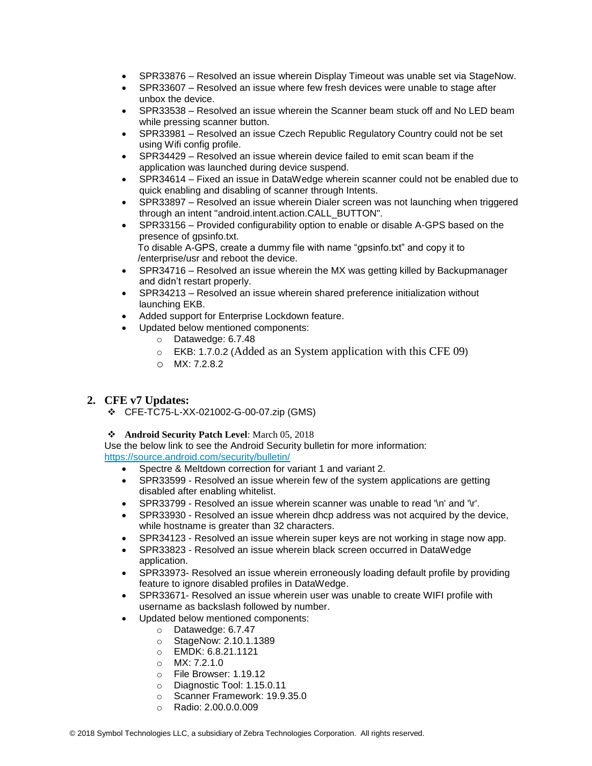- SPR33876 – Resolved an issue wherein Display Timeout was unable set via StageNow.
- SPR33607 – Resolved an issue where few fresh devices were unable to stage after unbox the device.
- SPR33538 – Resolved an issue wherein the Scanner beam stuck off and No LED beam while pressing scanner button.
- SPR33981 – Resolved an issue Czech Republic Regulatory Country could not be set using Wifi config profile.
- SPR34429 – Resolved an issue wherein device failed to emit scan beam if the application was launched during device suspend.
- SPR34614 – Fixed an issue in DataWedge wherein scanner could not be enabled due to quick enabling and disabling of scanner through Intents.
- SPR33897 – Resolved an issue wherein Dialer screen was not launching when triggered through an intent "android.intent.action.CALL_BUTTON".
- SPR33156 – Provided configurability option to enable or disable A-GPS based on the presence of gpsinfo.txt.
  To disable A-GPS, create a dummy file with name "gpsinfo.txt" and copy it to /enterprise/usr and reboot the device.
- SPR34716 – Resolved an issue wherein the MX was getting killed by Backupmanager and didn't restart properly.
- SPR34213 – Resolved an issue wherein shared preference initialization without launching EKB.
- Added support for Enterprise Lockdown feature.
- Updated below mentioned components:
  - Datawedge: 6.7.48
  - EKB: 1.7.0.2 (Added as an System application with this CFE 09)
  - MX: 7.2.8.2

## 2. CFE v7 Updates:

- CFE-TC75-L-XX-021002-G-00-07.zip (GMS)

- **Android Security Patch Level**: March 05, 2018

Use the below link to see the Android Security bulletin for more information: https://source.android.com/security/bulletin/

- Spectre & Meltdown correction for variant 1 and variant 2.
- SPR33599 - Resolved an issue wherein few of the system applications are getting disabled after enabling whitelist.
- SPR33799 - Resolved an issue wherein scanner was unable to read '\n' and '\r'.
- SPR33930 - Resolved an issue wherein dhcp address was not acquired by the device, while hostname is greater than 32 characters.
- SPR34123 - Resolved an issue wherein super keys are not working in stage now app.
- SPR33823 - Resolved an issue wherein black screen occurred in DataWedge application.
- SPR33973- Resolved an issue wherein erroneously loading default profile by providing feature to ignore disabled profiles in DataWedge.
- SPR33671- Resolved an issue wherein user was unable to create WIFI profile with username as backslash followed by number.
- Updated below mentioned components:
  - Datawedge: 6.7.47
  - StageNow: 2.10.1.1389
  - EMDK: 6.8.21.1121
  - MX: 7.2.1.0
  - File Browser: 1.19.12
  - Diagnostic Tool: 1.15.0.11
  - Scanner Framework: 19.9.35.0
  - Radio: 2.00.0.0.009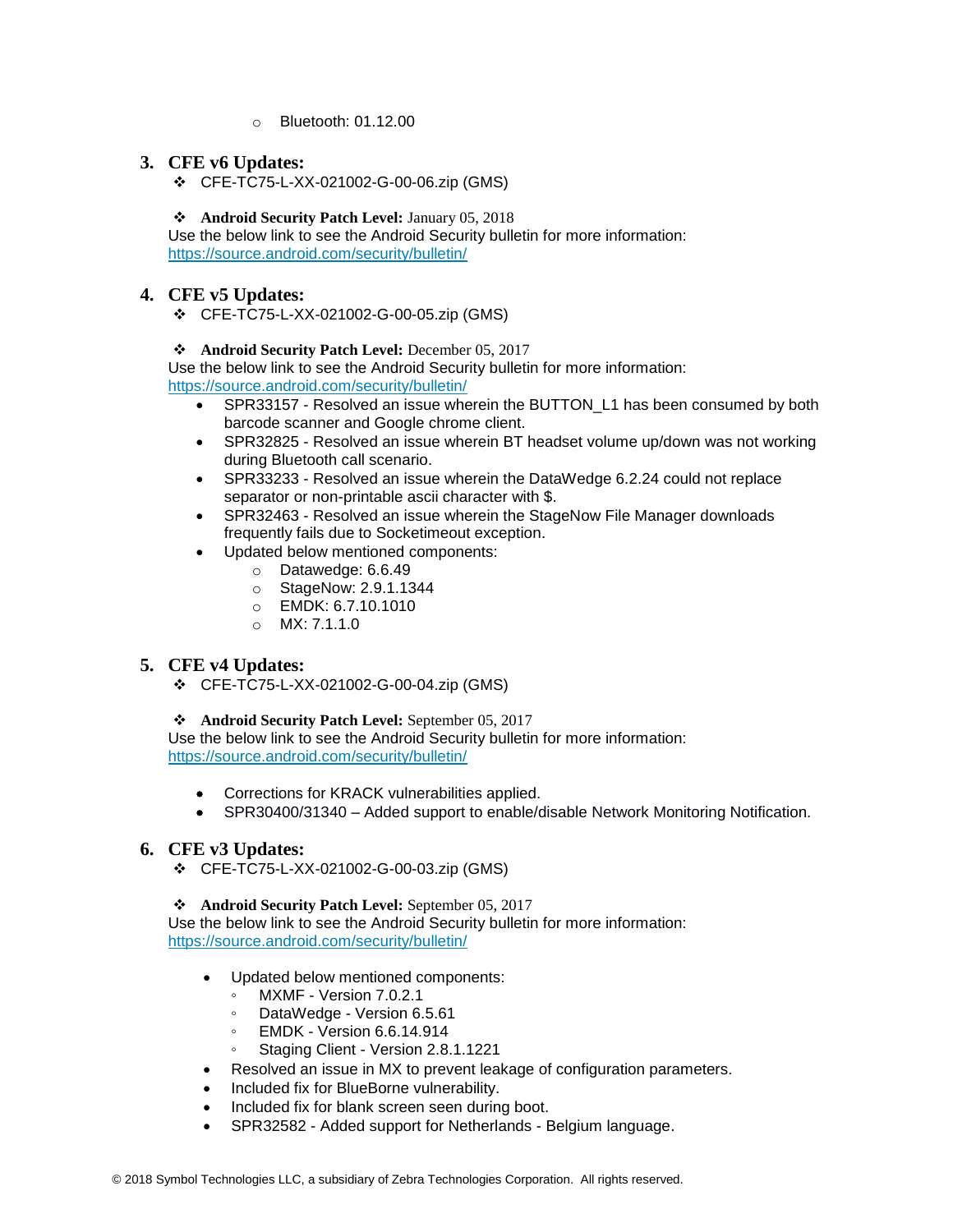- Bluetooth: 01.12.00

3. **CFE v6 Updates:**
   - CFE-TC75-L-XX-021002-G-00-06.zip (GMS)

   - **Android Security Patch Level:** January 05, 2018

   Use the below link to see the Android Security bulletin for more information:
   https://source.android.com/security/bulletin/

4. **CFE v5 Updates:**
   - CFE-TC75-L-XX-021002-G-00-05.zip (GMS)

   - **Android Security Patch Level:** December 05, 2017

   Use the below link to see the Android Security bulletin for more information:
   https://source.android.com/security/bulletin/
   - SPR33157 - Resolved an issue wherein the BUTTON_L1 has been consumed by both barcode scanner and Google chrome client.
   - SPR32825 - Resolved an issue wherein BT headset volume up/down was not working during Bluetooth call scenario.
   - SPR33233 - Resolved an issue wherein the DataWedge 6.2.24 could not replace separator or non-printable ascii character with $.
   - SPR32463 - Resolved an issue wherein the StageNow File Manager downloads frequently fails due to Socketimeout exception.
   - Updated below mentioned components:
     - Datawedge: 6.6.49
     - StageNow: 2.9.1.1344
     - EMDK: 6.7.10.1010
     - MX: 7.1.1.0

5. **CFE v4 Updates:**
   - CFE-TC75-L-XX-021002-G-00-04.zip (GMS)

   - **Android Security Patch Level:** September 05, 2017

   Use the below link to see the Android Security bulletin for more information:
   https://source.android.com/security/bulletin/

   - Corrections for KRACK vulnerabilities applied.
   - SPR30400/31340 – Added support to enable/disable Network Monitoring Notification.

6. **CFE v3 Updates:**
   - CFE-TC75-L-XX-021002-G-00-03.zip (GMS)

   - **Android Security Patch Level:** September 05, 2017

   Use the below link to see the Android Security bulletin for more information:
   https://source.android.com/security/bulletin/

   - Updated below mentioned components:
     - MXMF - Version 7.0.2.1
     - DataWedge - Version 6.5.61
     - EMDK - Version 6.6.14.914
     - Staging Client - Version 2.8.1.1221
   - Resolved an issue in MX to prevent leakage of configuration parameters.
   - Included fix for BlueBorne vulnerability.
   - Included fix for blank screen seen during boot.
   - SPR32582 - Added support for Netherlands - Belgium language.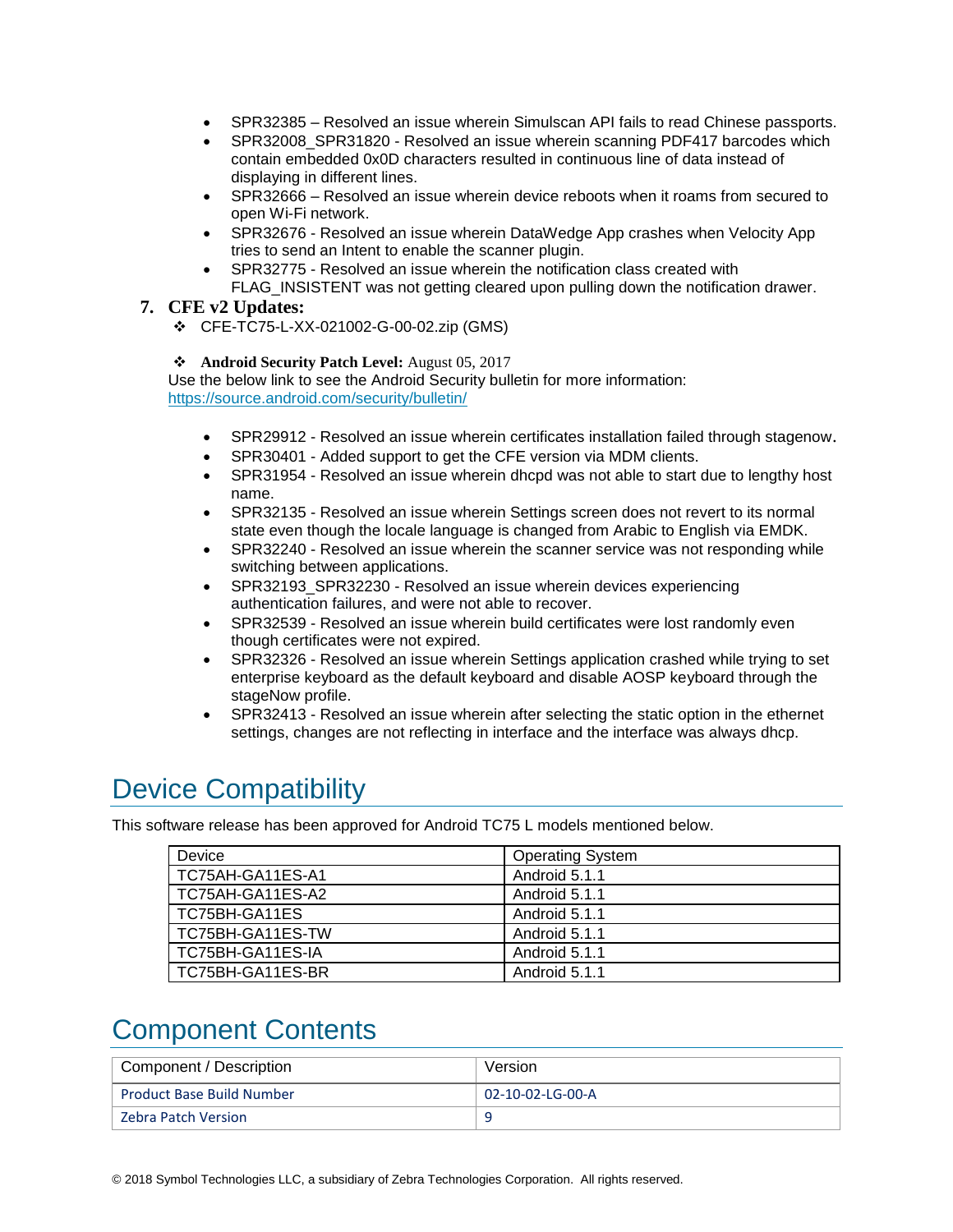- SPR32385 – Resolved an issue wherein Simulscan API fails to read Chinese passports.
- SPR32008_SPR31820 - Resolved an issue wherein scanning PDF417 barcodes which contain embedded 0x0D characters resulted in continuous line of data instead of displaying in different lines.
- SPR32666 – Resolved an issue wherein device reboots when it roams from secured to open Wi-Fi network.
- SPR32676 - Resolved an issue wherein DataWedge App crashes when Velocity App tries to send an Intent to enable the scanner plugin.
- SPR32775 - Resolved an issue wherein the notification class created with FLAG_INSISTENT was not getting cleared upon pulling down the notification drawer.

7. **CFE v2 Updates:**
   - CFE-TC75-L-XX-021002-G-00-02.zip (GMS)

   - **Android Security Patch Level:** August 05, 2017

   Use the below link to see the Android Security bulletin for more information: https://source.android.com/security/bulletin/

   - SPR29912 - Resolved an issue wherein certificates installation failed through stagenow.
   - SPR30401 - Added support to get the CFE version via MDM clients.
   - SPR31954 - Resolved an issue wherein dhcpd was not able to start due to lengthy host name.
   - SPR32135 - Resolved an issue wherein Settings screen does not revert to its normal state even though the locale language is changed from Arabic to English via EMDK.
   - SPR32240 - Resolved an issue wherein the scanner service was not responding while switching between applications.
   - SPR32193_SPR32230 - Resolved an issue wherein devices experiencing authentication failures, and were not able to recover.
   - SPR32539 - Resolved an issue wherein build certificates were lost randomly even though certificates were not expired.
   - SPR32326 - Resolved an issue wherein Settings application crashed while trying to set enterprise keyboard as the default keyboard and disable AOSP keyboard through the stageNow profile.
   - SPR32413 - Resolved an issue wherein after selecting the static option in the ethernet settings, changes are not reflecting in interface and the interface was always dhcp.

# Device Compatibility

This software release has been approved for Android TC75 L models mentioned below.

| Device | Operating System |
|---|---|
| TC75AH-GA11ES-A1 | Android 5.1.1 |
| TC75AH-GA11ES-A2 | Android 5.1.1 |
| TC75BH-GA11ES | Android 5.1.1 |
| TC75BH-GA11ES-TW | Android 5.1.1 |
| TC75BH-GA11ES-IA | Android 5.1.1 |
| TC75BH-GA11ES-BR | Android 5.1.1 |

# Component Contents

| Component / Description | Version |
|---|---|
| Product Base Build Number | 02-10-02-LG-00-A |
| Zebra Patch Version | 9 |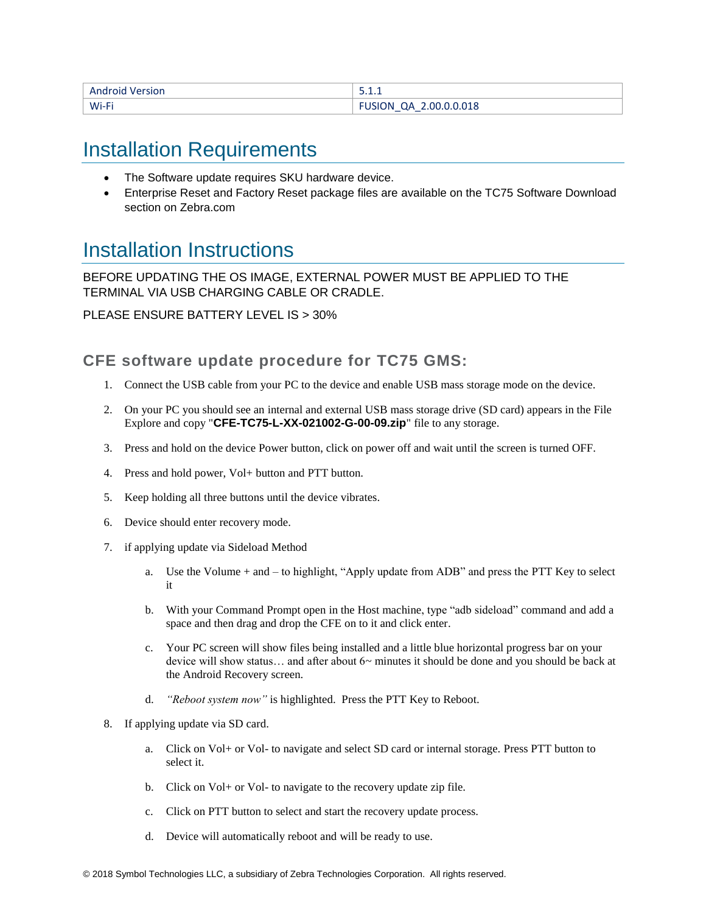| Android Version | 5.1.1 |
| --- | --- |
| Wi-Fi | FUSION_QA_2.00.0.0.018 |

# Installation Requirements

- The Software update requires SKU hardware device.
- Enterprise Reset and Factory Reset package files are available on the TC75 Software Download section on Zebra.com

# Installation Instructions

BEFORE UPDATING THE OS IMAGE, EXTERNAL POWER MUST BE APPLIED TO THE TERMINAL VIA USB CHARGING CABLE OR CRADLE.

PLEASE ENSURE BATTERY LEVEL IS > 30%

### CFE software update procedure for TC75 GMS:

1. Connect the USB cable from your PC to the device and enable USB mass storage mode on the device.
2. On your PC you should see an internal and external USB mass storage drive (SD card) appears in the File Explore and copy "**CFE-TC75-L-XX-021002-G-00-09.zip**" file to any storage.
3. Press and hold on the device Power button, click on power off and wait until the screen is turned OFF.
4. Press and hold power, Vol+ button and PTT button.
5. Keep holding all three buttons until the device vibrates.
6. Device should enter recovery mode.
7. if applying update via Sideload Method
   a. Use the Volume + and – to highlight, “Apply update from ADB” and press the PTT Key to select it
   b. With your Command Prompt open in the Host machine, type “adb sideload” command and add a space and then drag and drop the CFE on to it and click enter.
   c. Your PC screen will show files being installed and a little blue horizontal progress bar on your device will show status… and after about 6~ minutes it should be done and you should be back at the Android Recovery screen.
   d. *“Reboot system now”* is highlighted. Press the PTT Key to Reboot.
8. If applying update via SD card.
   a. Click on Vol+ or Vol- to navigate and select SD card or internal storage. Press PTT button to select it.
   b. Click on Vol+ or Vol- to navigate to the recovery update zip file.
   c. Click on PTT button to select and start the recovery update process.
   d. Device will automatically reboot and will be ready to use.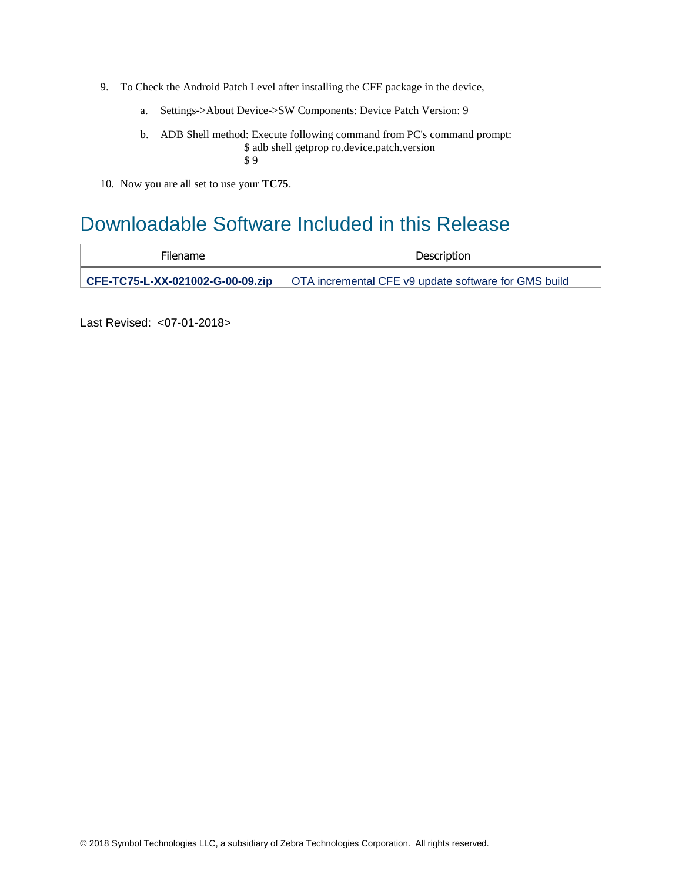9. To Check the Android Patch Level after installing the CFE package in the device,

    a. Settings->About Device->SW Components: Device Patch Version: 9

    b. ADB Shell method: Execute following command from PC's command prompt:
    $ adb shell getprop ro.device.patch.version
    $ 9

10. Now you are all set to use your **TC75**.

# Downloadable Software Included in this Release

| Filename | Description |
| --- | --- |
| **CFE-TC75-L-XX-021002-G-00-09.zip** | OTA incremental CFE v9 update software for GMS build |

Last Revised: <07-01-2018>

© 2018 Symbol Technologies LLC, a subsidiary of Zebra Technologies Corporation. All rights reserved.